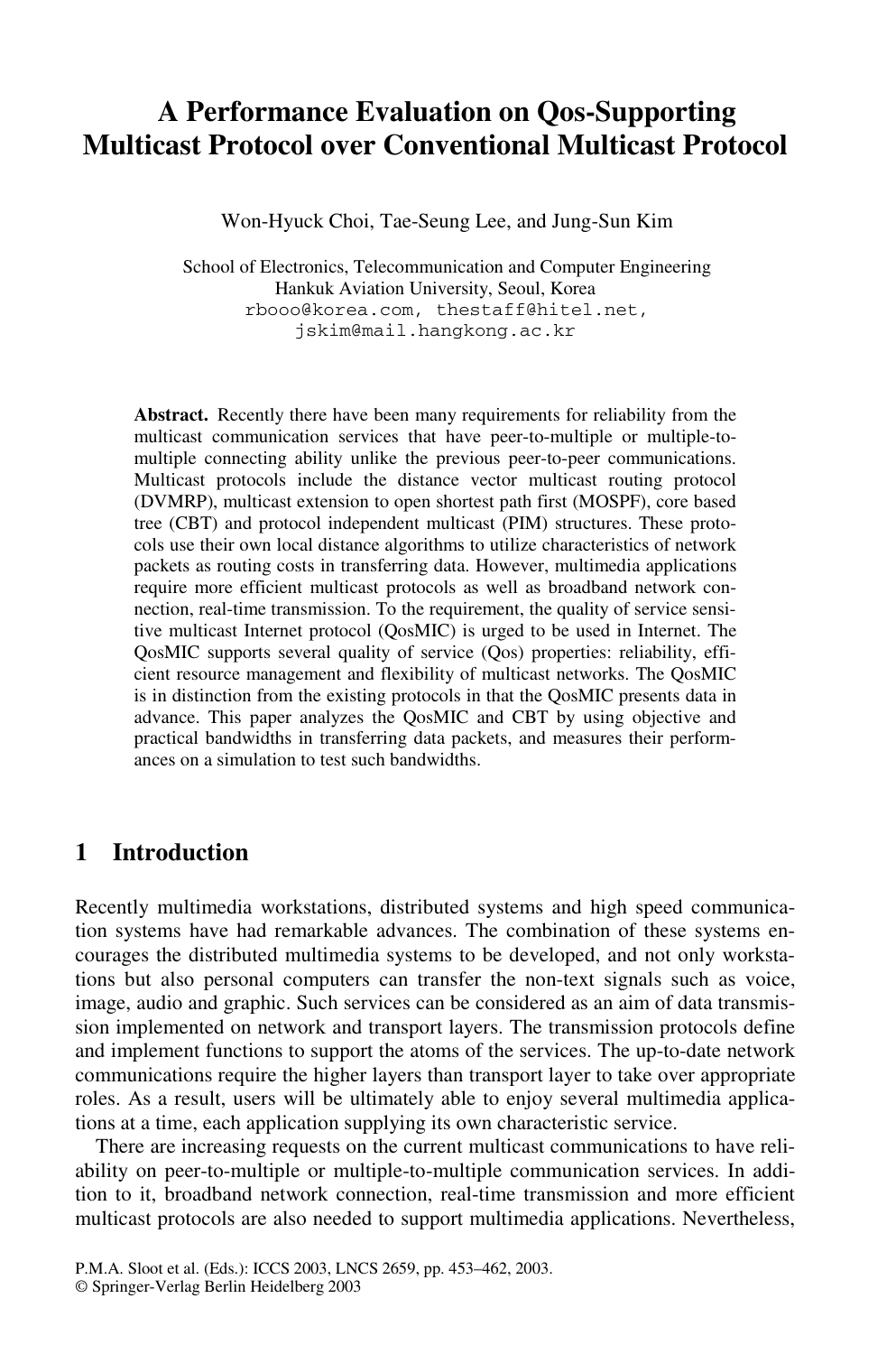# A Performance Evaluation on Qos-Supporting Multicast Protocol over Conventional Multicast Protocol

Won-Hyuck Choi, Tae-Seung Lee, and Jung-Sun Kim

School of Electronics, Telecommunication and Computer Engineering
Hankuk Aviation University, Seoul, Korea
rbooo@korea.com, thestaff@hitel.net,
jskim@mail.hangkong.ac.kr

**Abstract.** Recently there have been many requirements for reliability from the multicast communication services that have peer-to-multiple or multiple-to-multiple connecting ability unlike the previous peer-to-peer communications. Multicast protocols include the distance vector multicast routing protocol (DVMRP), multicast extension to open shortest path first (MOSPF), core based tree (CBT) and protocol independent multicast (PIM) structures. These protocols use their own local distance algorithms to utilize characteristics of network packets as routing costs in transferring data. However, multimedia applications require more efficient multicast protocols as well as broadband network connection, real-time transmission. To the requirement, the quality of service sensitive multicast Internet protocol (QosMIC) is urged to be used in Internet. The QosMIC supports several quality of service (Qos) properties: reliability, efficient resource management and flexibility of multicast networks. The QosMIC is in distinction from the existing protocols in that the QosMIC presents data in advance. This paper analyzes the QosMIC and CBT by using objective and practical bandwidths in transferring data packets, and measures their performances on a simulation to test such bandwidths.

## 1 Introduction

Recently multimedia workstations, distributed systems and high speed communication systems have had remarkable advances. The combination of these systems encourages the distributed multimedia systems to be developed, and not only workstations but also personal computers can transfer the non-text signals such as voice, image, audio and graphic. Such services can be considered as an aim of data transmission implemented on network and transport layers. The transmission protocols define and implement functions to support the atoms of the services. The up-to-date network communications require the higher layers than transport layer to take over appropriate roles. As a result, users will be ultimately able to enjoy several multimedia applications at a time, each application supplying its own characteristic service.

There are increasing requests on the current multicast communications to have reliability on peer-to-multiple or multiple-to-multiple communication services. In addition to it, broadband network connection, real-time transmission and more efficient multicast protocols are also needed to support multimedia applications. Nevertheless,

P.M.A. Sloot et al. (Eds.): ICCS 2003, LNCS 2659, pp. 453–462, 2003.
© Springer-Verlag Berlin Heidelberg 2003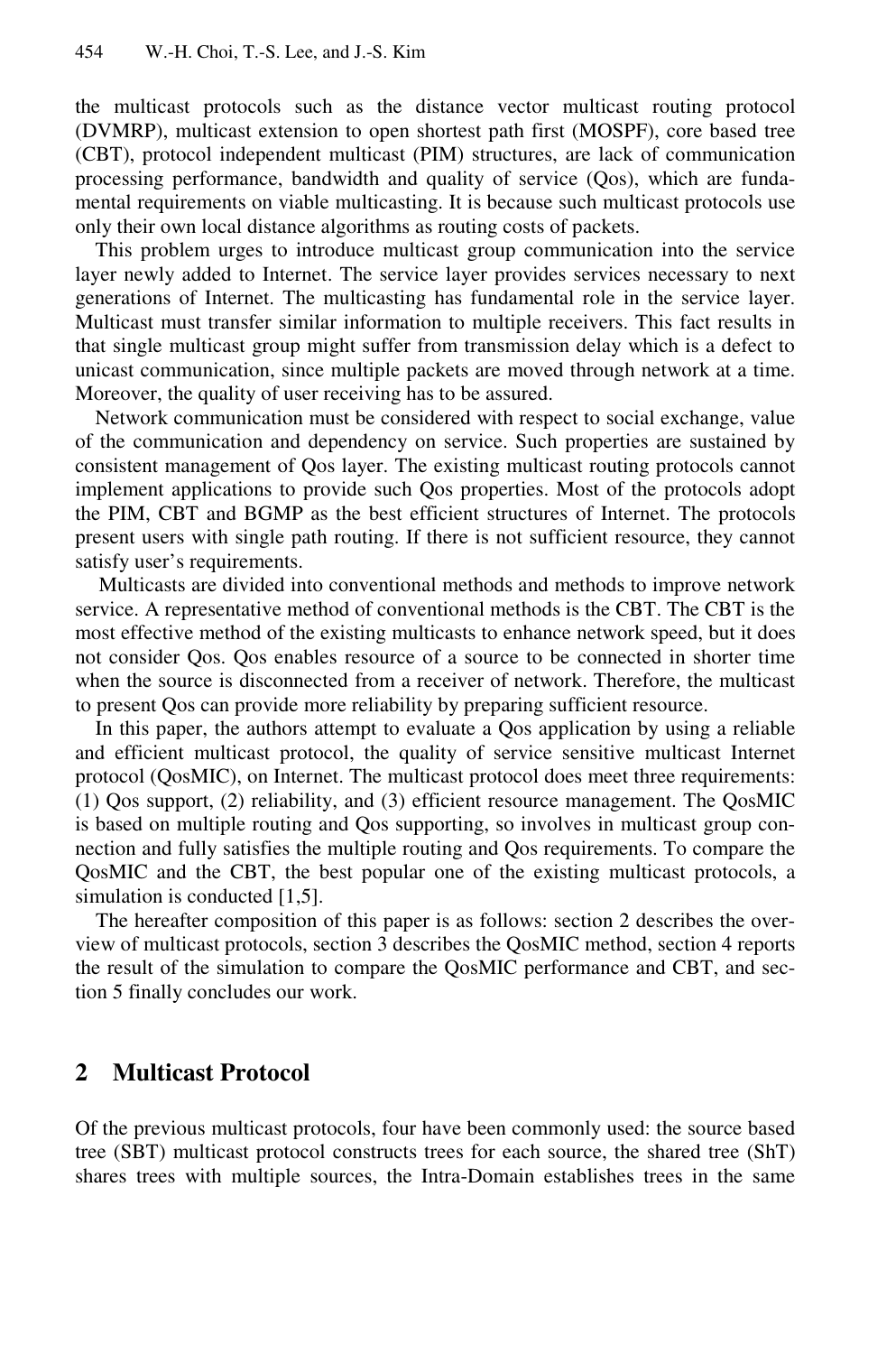the multicast protocols such as the distance vector multicast routing protocol (DVMRP), multicast extension to open shortest path first (MOSPF), core based tree (CBT), protocol independent multicast (PIM) structures, are lack of communication processing performance, bandwidth and quality of service (Qos), which are fundamental requirements on viable multicasting. It is because such multicast protocols use only their own local distance algorithms as routing costs of packets.

This problem urges to introduce multicast group communication into the service layer newly added to Internet. The service layer provides services necessary to next generations of Internet. The multicasting has fundamental role in the service layer. Multicast must transfer similar information to multiple receivers. This fact results in that single multicast group might suffer from transmission delay which is a defect to unicast communication, since multiple packets are moved through network at a time. Moreover, the quality of user receiving has to be assured.

Network communication must be considered with respect to social exchange, value of the communication and dependency on service. Such properties are sustained by consistent management of Qos layer. The existing multicast routing protocols cannot implement applications to provide such Qos properties. Most of the protocols adopt the PIM, CBT and BGMP as the best efficient structures of Internet. The protocols present users with single path routing. If there is not sufficient resource, they cannot satisfy user's requirements.

Multicasts are divided into conventional methods and methods to improve network service. A representative method of conventional methods is the CBT. The CBT is the most effective method of the existing multicasts to enhance network speed, but it does not consider Qos. Qos enables resource of a source to be connected in shorter time when the source is disconnected from a receiver of network. Therefore, the multicast to present Qos can provide more reliability by preparing sufficient resource.

In this paper, the authors attempt to evaluate a Qos application by using a reliable and efficient multicast protocol, the quality of service sensitive multicast Internet protocol (QosMIC), on Internet. The multicast protocol does meet three requirements: (1) Qos support, (2) reliability, and (3) efficient resource management. The QosMIC is based on multiple routing and Qos supporting, so involves in multicast group connection and fully satisfies the multiple routing and Qos requirements. To compare the QosMIC and the CBT, the best popular one of the existing multicast protocols, a simulation is conducted [1,5].

The hereafter composition of this paper is as follows: section 2 describes the overview of multicast protocols, section 3 describes the QosMIC method, section 4 reports the result of the simulation to compare the QosMIC performance and CBT, and section 5 finally concludes our work.

## 2 Multicast Protocol

Of the previous multicast protocols, four have been commonly used: the source based tree (SBT) multicast protocol constructs trees for each source, the shared tree (ShT) shares trees with multiple sources, the Intra-Domain establishes trees in the same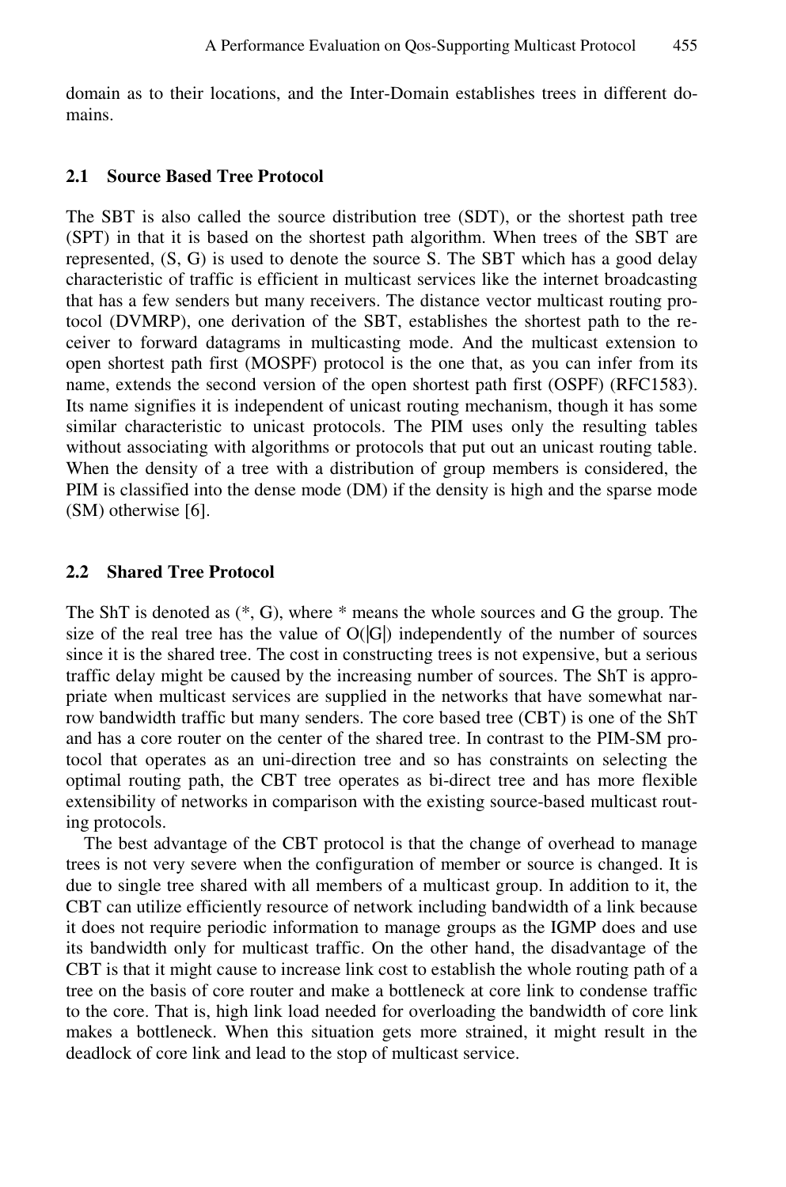domain as to their locations, and the Inter-Domain establishes trees in different domains.

### 2.1 Source Based Tree Protocol

The SBT is also called the source distribution tree (SDT), or the shortest path tree (SPT) in that it is based on the shortest path algorithm. When trees of the SBT are represented, (S, G) is used to denote the source S. The SBT which has a good delay characteristic of traffic is efficient in multicast services like the internet broadcasting that has a few senders but many receivers. The distance vector multicast routing protocol (DVMRP), one derivation of the SBT, establishes the shortest path to the receiver to forward datagrams in multicasting mode. And the multicast extension to open shortest path first (MOSPF) protocol is the one that, as you can infer from its name, extends the second version of the open shortest path first (OSPF) (RFC1583). Its name signifies it is independent of unicast routing mechanism, though it has some similar characteristic to unicast protocols. The PIM uses only the resulting tables without associating with algorithms or protocols that put out an unicast routing table. When the density of a tree with a distribution of group members is considered, the PIM is classified into the dense mode (DM) if the density is high and the sparse mode (SM) otherwise [6].

### 2.2 Shared Tree Protocol

The ShT is denoted as (*, G), where * means the whole sources and G the group. The size of the real tree has the value of $O(|G|)$ independently of the number of sources since it is the shared tree. The cost in constructing trees is not expensive, but a serious traffic delay might be caused by the increasing number of sources. The ShT is appropriate when multicast services are supplied in the networks that have somewhat narrow bandwidth traffic but many senders. The core based tree (CBT) is one of the ShT and has a core router on the center of the shared tree. In contrast to the PIM-SM protocol that operates as an uni-direction tree and so has constraints on selecting the optimal routing path, the CBT tree operates as bi-direct tree and has more flexible extensibility of networks in comparison with the existing source-based multicast routing protocols.

The best advantage of the CBT protocol is that the change of overhead to manage trees is not very severe when the configuration of member or source is changed. It is due to single tree shared with all members of a multicast group. In addition to it, the CBT can utilize efficiently resource of network including bandwidth of a link because it does not require periodic information to manage groups as the IGMP does and use its bandwidth only for multicast traffic. On the other hand, the disadvantage of the CBT is that it might cause to increase link cost to establish the whole routing path of a tree on the basis of core router and make a bottleneck at core link to condense traffic to the core. That is, high link load needed for overloading the bandwidth of core link makes a bottleneck. When this situation gets more strained, it might result in the deadlock of core link and lead to the stop of multicast service.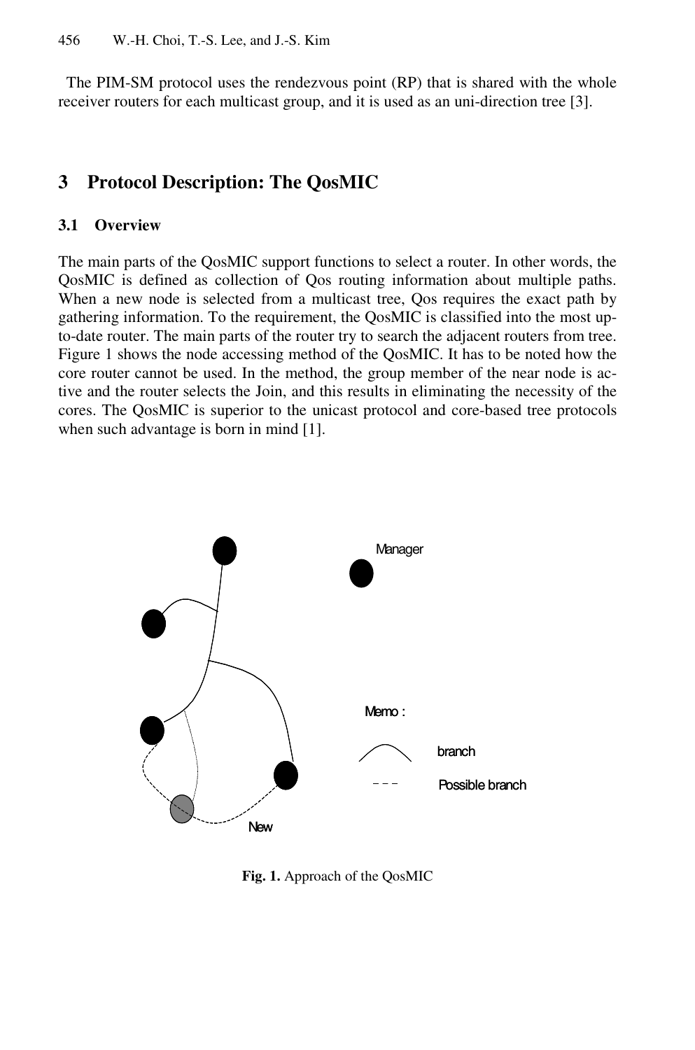The PIM-SM protocol uses the rendezvous point (RP) that is shared with the whole receiver routers for each multicast group, and it is used as an uni-direction tree [3].

## 3 Protocol Description: The QosMIC

### 3.1 Overview

The main parts of the QosMIC support functions to select a router. In other words, the QosMIC is defined as collection of Qos routing information about multiple paths. When a new node is selected from a multicast tree, Qos requires the exact path by gathering information. To the requirement, the QosMIC is classified into the most up-to-date router. The main parts of the router try to search the adjacent routers from tree. Figure 1 shows the node accessing method of the QosMIC. It has to be noted how the core router cannot be used. In the method, the group member of the near node is active and the router selects the Join, and this results in eliminating the necessity of the cores. The QosMIC is superior to the unicast protocol and core-based tree protocols when such advantage is born in mind [1].

Manager

Memo :

branch

Possible branch

New

**Fig. 1.** Approach of the QosMIC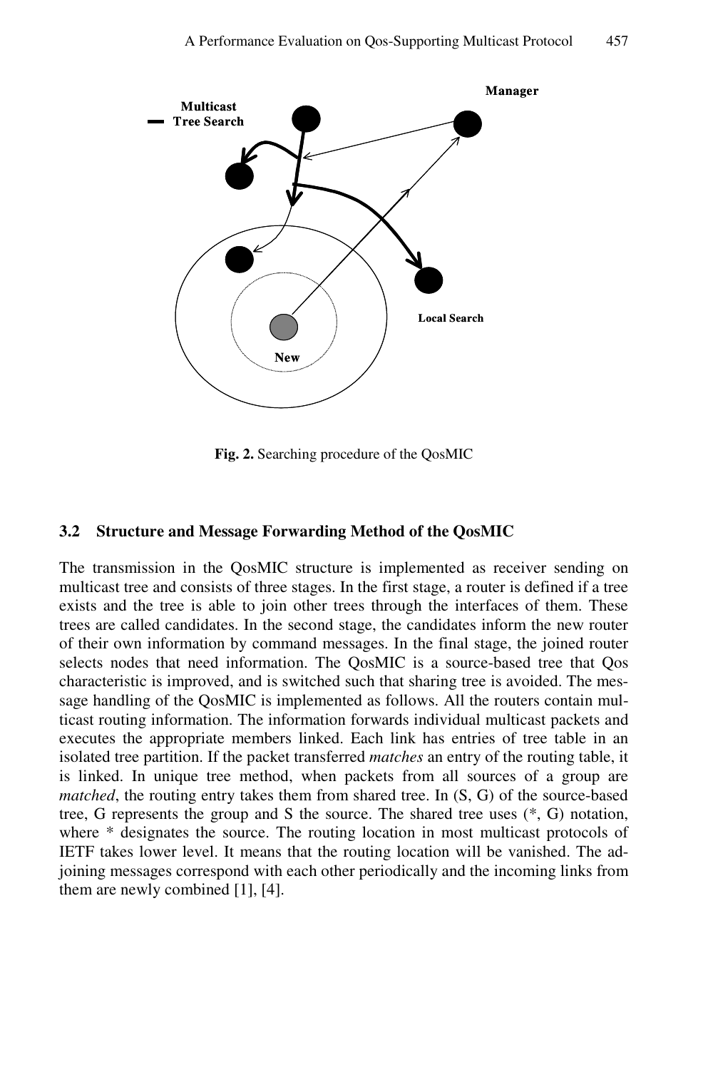Multicast Tree Search

Manager

New

Local Search

**Fig. 2.** Searching procedure of the QosMIC

### 3.2 Structure and Message Forwarding Method of the QosMIC

The transmission in the QosMIC structure is implemented as receiver sending on multicast tree and consists of three stages. In the first stage, a router is defined if a tree exists and the tree is able to join other trees through the interfaces of them. These trees are called candidates. In the second stage, the candidates inform the new router of their own information by command messages. In the final stage, the joined router selects nodes that need information. The QosMIC is a source-based tree that Qos characteristic is improved, and is switched such that sharing tree is avoided. The message handling of the QosMIC is implemented as follows. All the routers contain multicast routing information. The information forwards individual multicast packets and executes the appropriate members linked. Each link has entries of tree table in an isolated tree partition. If the packet transferred *matches* an entry of the routing table, it is linked. In unique tree method, when packets from all sources of a group are *matched*, the routing entry takes them from shared tree. In (S, G) of the source-based tree, G represents the group and S the source. The shared tree uses (*, G) notation, where * designates the source. The routing location in most multicast protocols of IETF takes lower level. It means that the routing location will be vanished. The adjoining messages correspond with each other periodically and the incoming links from them are newly combined [1], [4].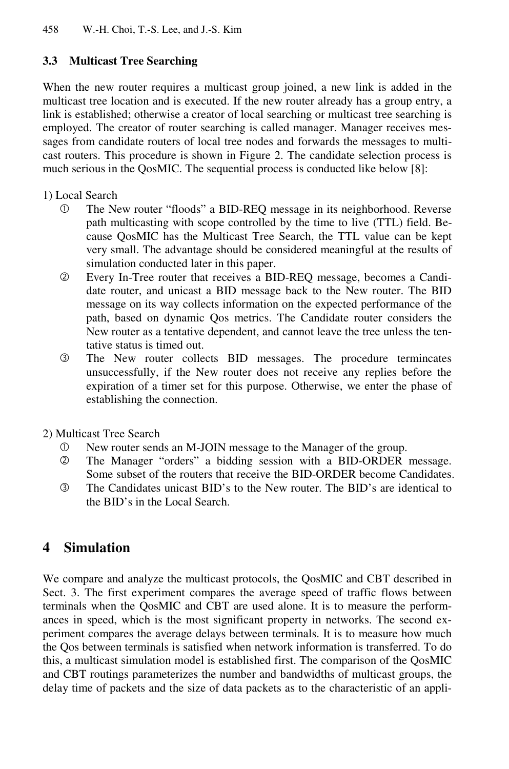### 3.3 Multicast Tree Searching

When the new router requires a multicast group joined, a new link is added in the multicast tree location and is executed. If the new router already has a group entry, a link is established; otherwise a creator of local searching or multicast tree searching is employed. The creator of router searching is called manager. Manager receives messages from candidate routers of local tree nodes and forwards the messages to multicast routers. This procedure is shown in Figure 2. The candidate selection process is much serious in the QosMIC. The sequential process is conducted like below [8]:

1) Local Search

① The New router "floods" a BID-REQ message in its neighborhood. Reverse path multicasting with scope controlled by the time to live (TTL) field. Because QosMIC has the Multicast Tree Search, the TTL value can be kept very small. The advantage should be considered meaningful at the results of simulation conducted later in this paper.

② Every In-Tree router that receives a BID-REQ message, becomes a Candidate router, and unicast a BID message back to the New router. The BID message on its way collects information on the expected performance of the path, based on dynamic Qos metrics. The Candidate router considers the New router as a tentative dependent, and cannot leave the tree unless the tentative status is timed out.

③ The New router collects BID messages. The procedure termincates unsuccessfully, if the New router does not receive any replies before the expiration of a timer set for this purpose. Otherwise, we enter the phase of establishing the connection.

2) Multicast Tree Search

① New router sends an M-JOIN message to the Manager of the group.

② The Manager "orders" a bidding session with a BID-ORDER message. Some subset of the routers that receive the BID-ORDER become Candidates.

③ The Candidates unicast BID's to the New router. The BID's are identical to the BID's in the Local Search.

## 4 Simulation

We compare and analyze the multicast protocols, the QosMIC and CBT described in Sect. 3. The first experiment compares the average speed of traffic flows between terminals when the QosMIC and CBT are used alone. It is to measure the performances in speed, which is the most significant property in networks. The second experiment compares the average delays between terminals. It is to measure how much the Qos between terminals is satisfied when network information is transferred. To do this, a multicast simulation model is established first. The comparison of the QosMIC and CBT routings parameterizes the number and bandwidths of multicast groups, the delay time of packets and the size of data packets as to the characteristic of an appli-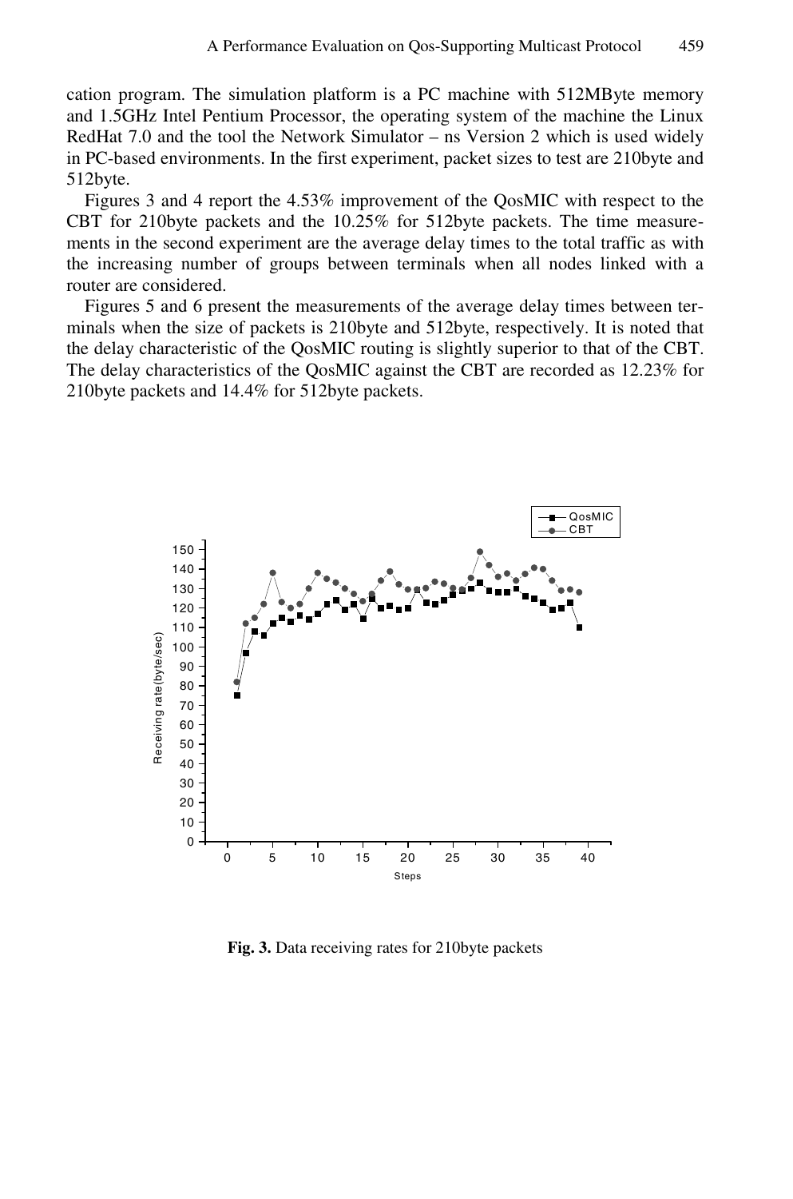cation program. The simulation platform is a PC machine with 512MByte memory and 1.5GHz Intel Pentium Processor, the operating system of the machine the Linux RedHat 7.0 and the tool the Network Simulator – ns Version 2 which is used widely in PC-based environments. In the first experiment, packet sizes to test are 210byte and 512byte.

Figures 3 and 4 report the 4.53% improvement of the QosMIC with respect to the CBT for 210byte packets and the 10.25% for 512byte packets. The time measurements in the second experiment are the average delay times to the total traffic as with the increasing number of groups between terminals when all nodes linked with a router are considered.

Figures 5 and 6 present the measurements of the average delay times between terminals when the size of packets is 210byte and 512byte, respectively. It is noted that the delay characteristic of the QosMIC routing is slightly superior to that of the CBT. The delay characteristics of the QosMIC against the CBT are recorded as 12.23% for 210byte packets and 14.4% for 512byte packets.

**Fig. 3.** Data receiving rates for 210byte packets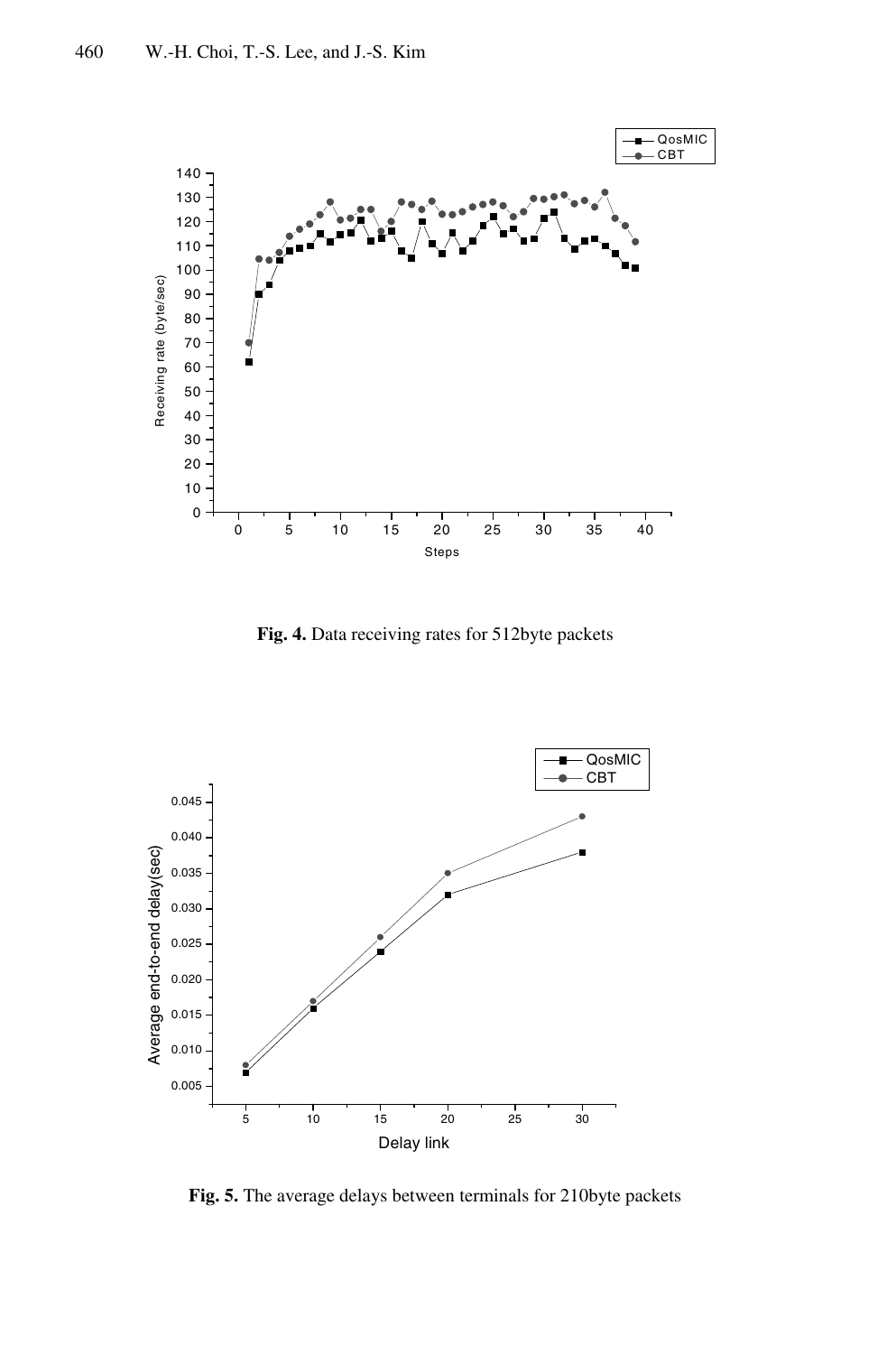**Fig. 4.** Data receiving rates for 512byte packets

**Fig. 5.** The average delays between terminals for 210byte packets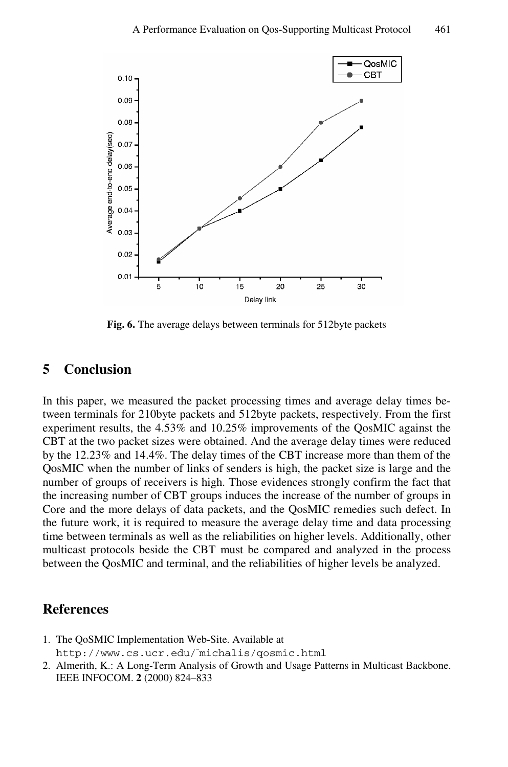Fig. 6. The average delays between terminals for 512byte packets

## 5 Conclusion

In this paper, we measured the packet processing times and average delay times between terminals for 210byte packets and 512byte packets, respectively. From the first experiment results, the 4.53% and 10.25% improvements of the QosMIC against the CBT at the two packet sizes were obtained. And the average delay times were reduced by the 12.23% and 14.4%. The delay times of the CBT increase more than them of the QosMIC when the number of links of senders is high, the packet size is large and the number of groups of receivers is high. Those evidences strongly confirm the fact that the increasing number of CBT groups induces the increase of the number of groups in Core and the more delays of data packets, and the QosMIC remedies such defect. In the future work, it is required to measure the average delay time and data processing time between terminals as well as the reliabilities on higher levels. Additionally, other multicast protocols beside the CBT must be compared and analyzed in the process between the QosMIC and terminal, and the reliabilities of higher levels be analyzed.

## References

1. The QoSMIC Implementation Web-Site. Available at http://www.cs.ucr.edu/~michalis/qosmic.html
2. Almerith, K.: A Long-Term Analysis of Growth and Usage Patterns in Multicast Backbone. IEEE INFOCOM. **2** (2000) 824–833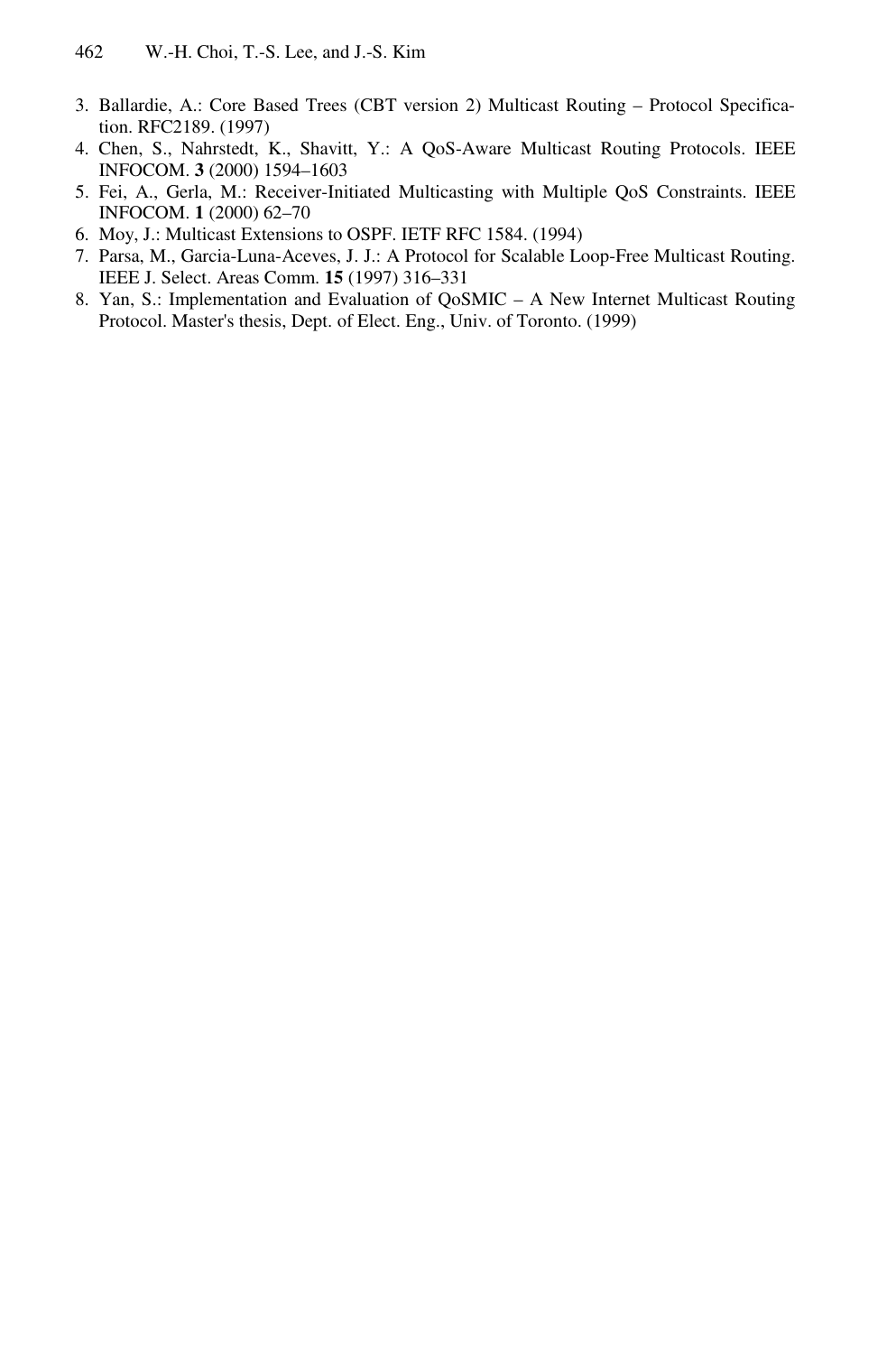3. Ballardie, A.: Core Based Trees (CBT version 2) Multicast Routing – Protocol Specification. RFC2189. (1997)
4. Chen, S., Nahrstedt, K., Shavitt, Y.: A QoS-Aware Multicast Routing Protocols. IEEE INFOCOM. **3** (2000) 1594–1603
5. Fei, A., Gerla, M.: Receiver-Initiated Multicasting with Multiple QoS Constraints. IEEE INFOCOM. **1** (2000) 62–70
6. Moy, J.: Multicast Extensions to OSPF. IETF RFC 1584. (1994)
7. Parsa, M., Garcia-Luna-Aceves, J. J.: A Protocol for Scalable Loop-Free Multicast Routing. IEEE J. Select. Areas Comm. **15** (1997) 316–331
8. Yan, S.: Implementation and Evaluation of QoSMIC – A New Internet Multicast Routing Protocol. Master's thesis, Dept. of Elect. Eng., Univ. of Toronto. (1999)